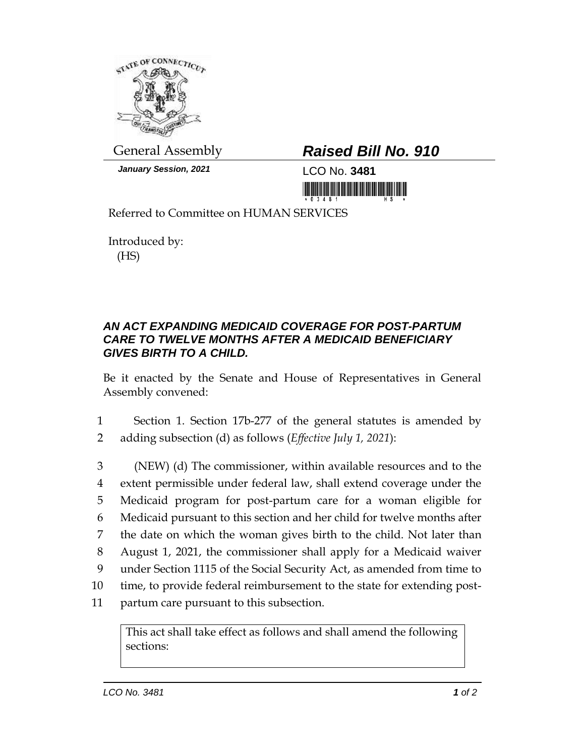General Assembly

***January Session, 2021***

# ***Raised Bill No. 910***

LCO No. **3481**

Referred to Committee on HUMAN SERVICES

Introduced by:
(HS)

### ***AN ACT EXPANDING MEDICAID COVERAGE FOR POST-PARTUM CARE TO TWELVE MONTHS AFTER A MEDICAID BENEFICIARY GIVES BIRTH TO A CHILD.***

Be it enacted by the Senate and House of Representatives in General Assembly convened:

1 Section 1. Section 17b-277 of the general statutes is amended by
2 adding subsection (d) as follows (*Effective July 1, 2021*):

3 (NEW) (d) The commissioner, within available resources and to the
4 extent permissible under federal law, shall extend coverage under the
5 Medicaid program for post-partum care for a woman eligible for
6 Medicaid pursuant to this section and her child for twelve months after
7 the date on which the woman gives birth to the child. Not later than
8 August 1, 2021, the commissioner shall apply for a Medicaid waiver
9 under Section 1115 of the Social Security Act, as amended from time to
10 time, to provide federal reimbursement to the state for extending post-
11 partum care pursuant to this subsection.

| This act shall take effect as follows and shall amend the following sections: |
| --- |
| |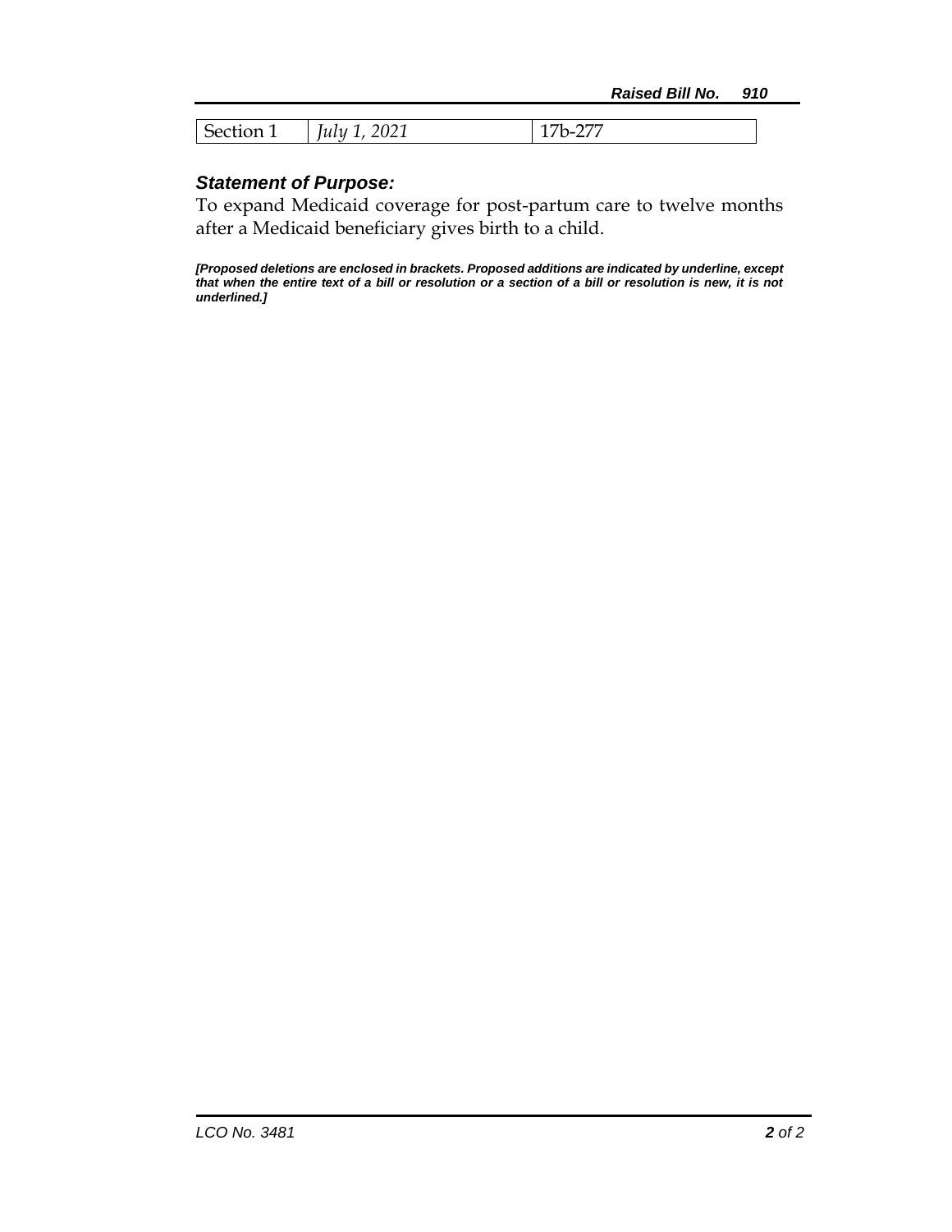| | | |
|---|---|---|
| Section 1 | *July 1, 2021* | 17b-277 |

### *Statement of Purpose:*

To expand Medicaid coverage for post-partum care to twelve months after a Medicaid beneficiary gives birth to a child.

***[Proposed deletions are enclosed in brackets. Proposed additions are indicated by underline, except that when the entire text of a bill or resolution or a section of a bill or resolution is new, it is not underlined.]***